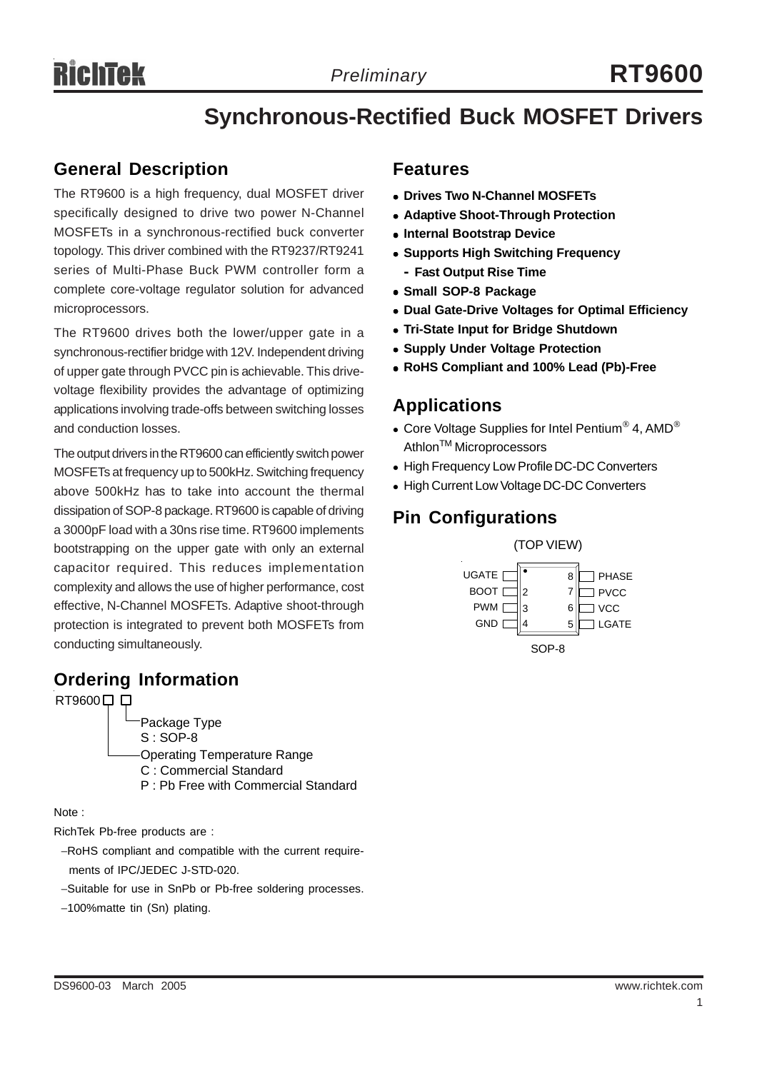# RT9600

## Synchronous-Rectified Buck MOSFET Drivers

## General Description

The RT9600 is a high frequency, dual MOSFET driver specifically designed to drive two power N-Channel MOSFETs in a synchronous-rectified buck converter topology. This driver combined with the RT9237/RT9241 series of Multi-Phase Buck PWM controller form a complete core-voltage regulator solution for advanced microprocessors.

The RT9600 drives both the lower/upper gate in a synchronous-rectifier bridge with 12V. Independent driving of upper gate through PVCC pin is achievable. This drive-voltage flexibility provides the advantage of optimizing applications involving trade-offs between switching losses and conduction losses.

The output drivers in the RT9600 can efficiently switch power MOSFETs at frequency up to 500kHz. Switching frequency above 500kHz has to take into account the thermal dissipation of SOP-8 package. RT9600 is capable of driving a 3000pF load with a 30ns rise time. RT9600 implements bootstrapping on the upper gate with only an external capacitor required. This reduces implementation complexity and allows the use of higher performance, cost effective, N-Channel MOSFETs. Adaptive shoot-through protection is integrated to prevent both MOSFETs from conducting simultaneously.

## Ordering Information

```
RT9600□ □
       │ └─Package Type
       │   S : SOP-8
       └───Operating Temperature Range
           C : Commercial Standard
           P : Pb Free with Commercial Standard
```

Note :

RichTek Pb-free products are :

- RoHS compliant and compatible with the current requirements of IPC/JEDEC J-STD-020.
- Suitable for use in SnPb or Pb-free soldering processes.
- 100%matte tin (Sn) plating.

## Features

- **Drives Two N-Channel MOSFETs**
- **Adaptive Shoot-Through Protection**
- **Internal Bootstrap Device**
- **Supports High Switching Frequency**
  - **Fast Output Rise Time**
- **Small SOP-8 Package**
- **Dual Gate-Drive Voltages for Optimal Efficiency**
- **Tri-State Input for Bridge Shutdown**
- **Supply Under Voltage Protection**
- **RoHS Compliant and 100% Lead (Pb)-Free**

## Applications

- Core Voltage Supplies for Intel Pentium® 4, AMD® Athlon™ Microprocessors
- High Frequency Low Profile DC-DC Converters
- High Current Low Voltage DC-DC Converters

## Pin Configurations

(TOP VIEW)

| Pin | Name | Pin | Name |
|---|---|---|---|
| 1 | UGATE | 8 | PHASE |
| 2 | BOOT | 7 | PVCC |
| 3 | PWM | 6 | VCC |
| 4 | GND | 5 | LGATE |

SOP-8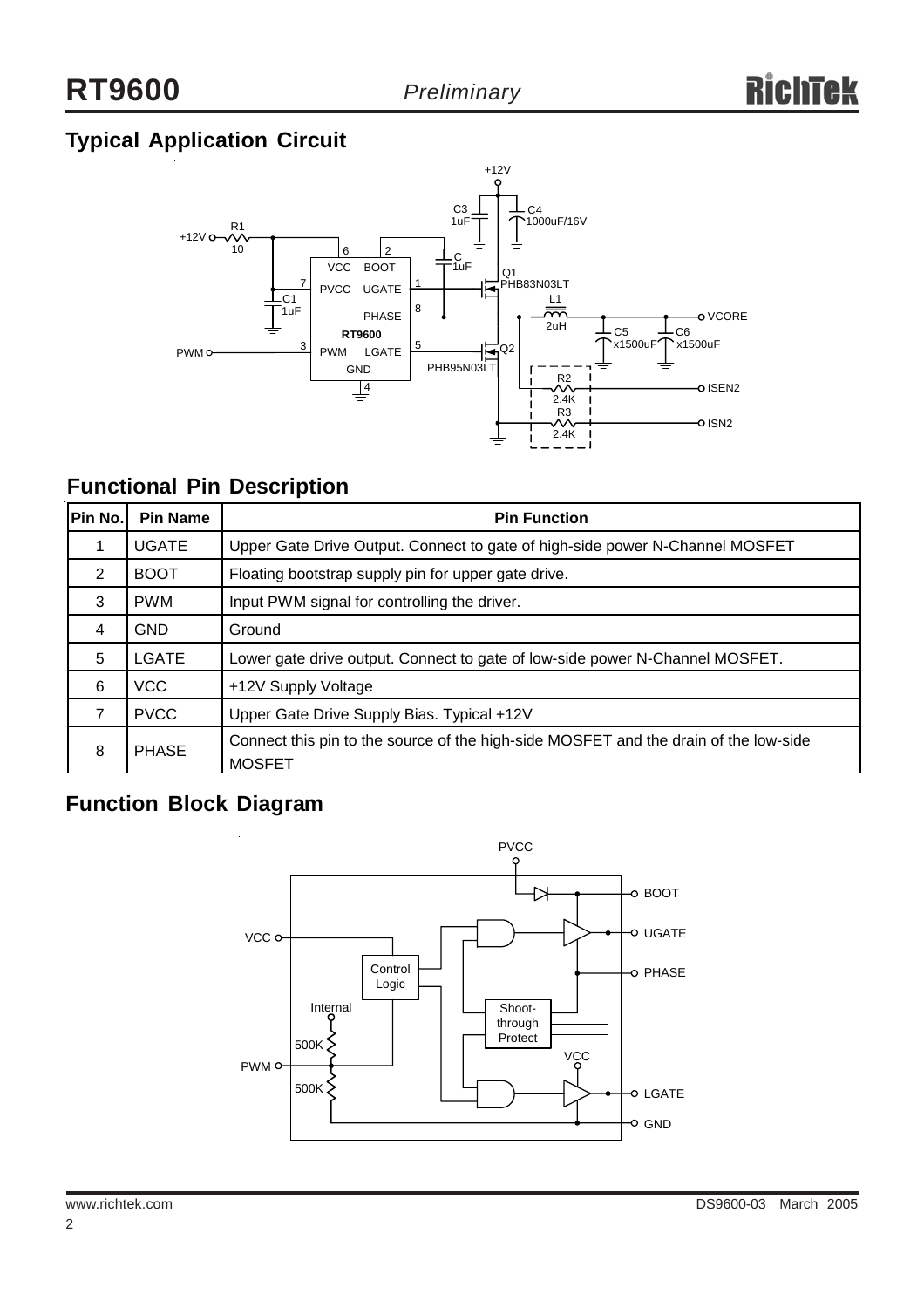## Typical Application Circuit

## Functional Pin Description

| Pin No. | Pin Name | Pin Function |
|---|---|---|
| 1 | UGATE | Upper Gate Drive Output. Connect to gate of high-side power N-Channel MOSFET |
| 2 | BOOT | Floating bootstrap supply pin for upper gate drive. |
| 3 | PWM | Input PWM signal for controlling the driver. |
| 4 | GND | Ground |
| 5 | LGATE | Lower gate drive output. Connect to gate of low-side power N-Channel MOSFET. |
| 6 | VCC | +12V Supply Voltage |
| 7 | PVCC | Upper Gate Drive Supply Bias. Typical +12V |
| 8 | PHASE | Connect this pin to the source of the high-side MOSFET and the drain of the low-side MOSFET |

## Function Block Diagram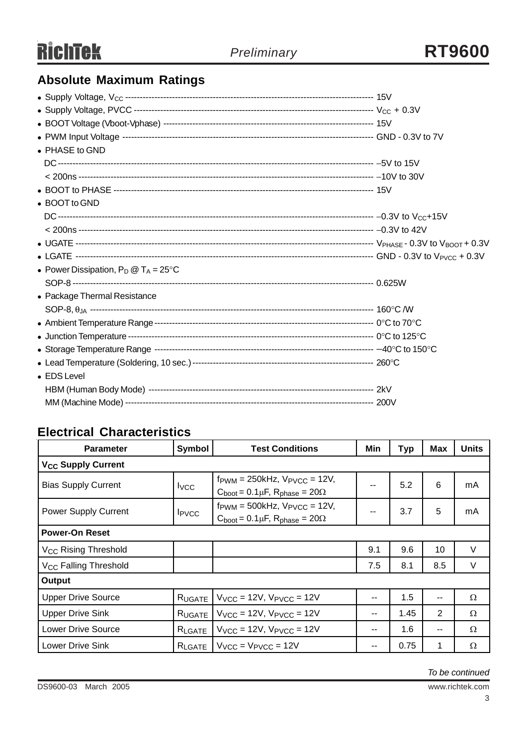## Absolute Maximum Ratings

- Supply Voltage, $V_{CC}$ ------------------------------------------------------------------------------------------ 15V
- Supply Voltage, PVCC ---------------------------------------------------------------------------------------- $V_{CC}$ + 0.3V
- BOOT Voltage (Vboot-Vphase) ----------------------------------------------------------------------- 15V
- PWM Input Voltage ------------------------------------------------------------------------------------------ GND - 0.3V to 7V
- PHASE to GND
  - DC ------------------------------------------------------------------------------------------------------------- −5V to 15V
  - < 200ns ----------------------------------------------------------------------------------------------------- −10V to 30V
- BOOT to PHASE ------------------------------------------------------------------------------------------- 15V
- BOOT to GND
  - DC ------------------------------------------------------------------------------------------------------------- −0.3V to $V_{CC}$+15V
  - < 200ns ----------------------------------------------------------------------------------------------------- −0.3V to 42V
- UGATE --------------------------------------------------------------------------------------------------------- $V_{PHASE}$ - 0.3V to $V_{BOOT}$ + 0.3V
- LGATE ---------------------------------------------------------------------------------------------------------- GND - 0.3V to $V_{PVCC}$ + 0.3V
- Power Dissipation, $P_D$ @ $T_A$ = 25°C
  - SOP-8 --------------------------------------------------------------------------------------------------------- 0.625W
- Package Thermal Resistance
  - SOP-8, $\theta_{JA}$ -------------------------------------------------------------------------------------------- 160°C /W
- Ambient Temperature Range -------------------------------------------------------------------------- 0°C to 70°C
- Junction Temperature ------------------------------------------------------------------------------------- 0°C to 125°C
- Storage Temperature Range ------------------------------------------------------------------------------ −40°C to 150°C
- Lead Temperature (Soldering, 10 sec.) --------------------------------------------------------------- 260°C
- EDS Level
  - HBM (Human Body Mode) -------------------------------------------------------------------------- 2kV
  - MM (Machine Mode) ------------------------------------------------------------------------------------ 200V

## Electrical Characteristics

| Parameter | Symbol | Test Conditions | Min | Typ | Max | Units |
|---|---|---|---|---|---|---|
| **$V_{CC}$ Supply Current** | | | | | | |
| Bias Supply Current | $I_{VCC}$ | $f_{PWM}$ = 250kHz, $V_{PVCC}$ = 12V, $C_{boot}$ = 0.1μF, $R_{phase}$ = 20Ω | -- | 5.2 | 6 | mA |
| Power Supply Current | $I_{PVCC}$ | $f_{PWM}$ = 500kHz, $V_{PVCC}$ = 12V, $C_{boot}$ = 0.1μF, $R_{phase}$ = 20Ω | -- | 3.7 | 5 | mA |
| **Power-On Reset** | | | | | | |
| $V_{CC}$ Rising Threshold | | | 9.1 | 9.6 | 10 | V |
| $V_{CC}$ Falling Threshold | | | 7.5 | 8.1 | 8.5 | V |
| **Output** | | | | | | |
| Upper Drive Source | $R_{UGATE}$ | $V_{VCC}$ = 12V, $V_{PVCC}$ = 12V | -- | 1.5 | -- | Ω |
| Upper Drive Sink | $R_{UGATE}$ | $V_{VCC}$ = 12V, $V_{PVCC}$ = 12V | -- | 1.45 | 2 | Ω |
| Lower Drive Source | $R_{LGATE}$ | $V_{VCC}$ = 12V, $V_{PVCC}$ = 12V | -- | 1.6 | -- | Ω |
| Lower Drive Sink | $R_{LGATE}$ | $V_{VCC}$ = $V_{PVCC}$ = 12V | -- | 0.75 | 1 | Ω |

*To be continued*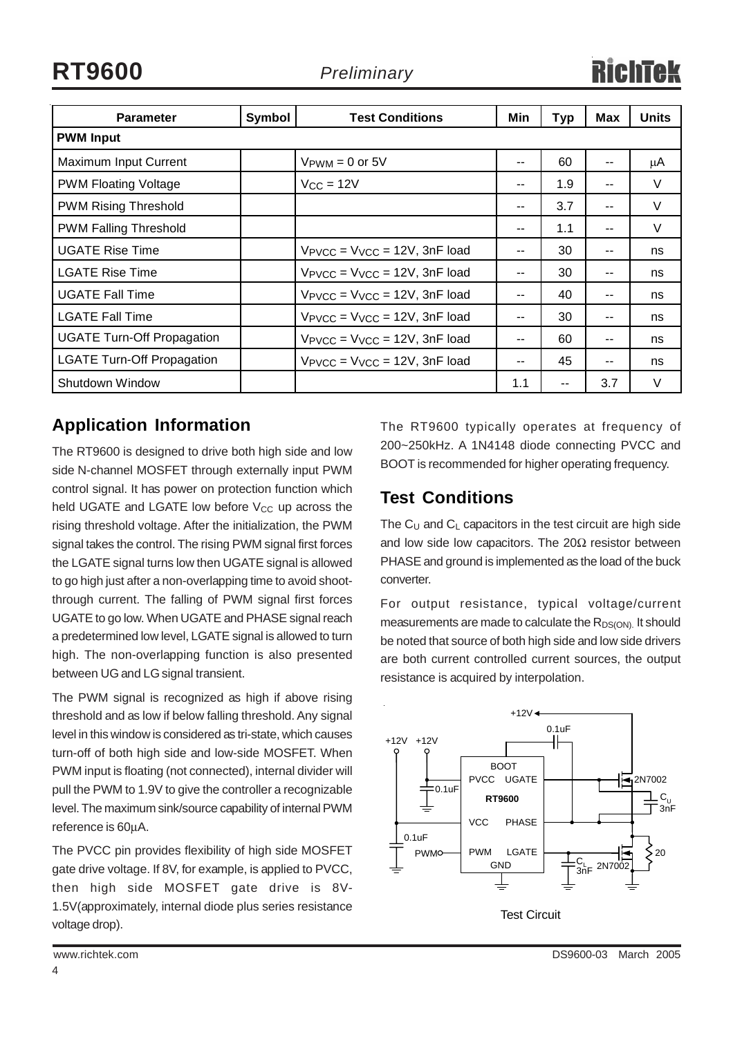| Parameter | Symbol | Test Conditions | Min | Typ | Max | Units |
|---|---|---|---|---|---|---|
| **PWM Input** | | | | | | |
| Maximum Input Current | | $V_{PWM}$ = 0 or 5V | -- | 60 | -- | μA |
| PWM Floating Voltage | | $V_{CC}$ = 12V | -- | 1.9 | -- | V |
| PWM Rising Threshold | | | -- | 3.7 | -- | V |
| PWM Falling Threshold | | | -- | 1.1 | -- | V |
| UGATE Rise Time | | $V_{PVCC} = V_{VCC}$ = 12V, 3nF load | -- | 30 | -- | ns |
| LGATE Rise Time | | $V_{PVCC} = V_{VCC}$ = 12V, 3nF load | -- | 30 | -- | ns |
| UGATE Fall Time | | $V_{PVCC} = V_{VCC}$ = 12V, 3nF load | -- | 40 | -- | ns |
| LGATE Fall Time | | $V_{PVCC} = V_{VCC}$ = 12V, 3nF load | -- | 30 | -- | ns |
| UGATE Turn-Off Propagation | | $V_{PVCC} = V_{VCC}$ = 12V, 3nF load | -- | 60 | -- | ns |
| LGATE Turn-Off Propagation | | $V_{PVCC} = V_{VCC}$ = 12V, 3nF load | -- | 45 | -- | ns |
| Shutdown Window | | | 1.1 | -- | 3.7 | V |

## Application Information

The RT9600 is designed to drive both high side and low side N-channel MOSFET through externally input PWM control signal. It has power on protection function which held UGATE and LGATE low before $V_{CC}$ up across the rising threshold voltage. After the initialization, the PWM signal takes the control. The rising PWM signal first forces the LGATE signal turns low then UGATE signal is allowed to go high just after a non-overlapping time to avoid shoot-through current. The falling of PWM signal first forces UGATE to go low. When UGATE and PHASE signal reach a predetermined low level, LGATE signal is allowed to turn high. The non-overlapping function is also presented between UG and LG signal transient.

The PWM signal is recognized as high if above rising threshold and as low if below falling threshold. Any signal level in this window is considered as tri-state, which causes turn-off of both high side and low-side MOSFET. When PWM input is floating (not connected), internal divider will pull the PWM to 1.9V to give the controller a recognizable level. The maximum sink/source capability of internal PWM reference is 60μA.

The PVCC pin provides flexibility of high side MOSFET gate drive voltage. If 8V, for example, is applied to PVCC, then high side MOSFET gate drive is 8V-1.5V(approximately, internal diode plus series resistance voltage drop).

The RT9600 typically operates at frequency of 200~250kHz. A 1N4148 diode connecting PVCC and BOOT is recommended for higher operating frequency.

## Test Conditions

The $C_U$ and $C_L$ capacitors in the test circuit are high side and low side low capacitors. The 20Ω resistor between PHASE and ground is implemented as the load of the buck converter.

For output resistance, typical voltage/current measurements are made to calculate the $R_{DS(ON)}$. It should be noted that source of both high side and low side drivers are both current controlled current sources, the output resistance is acquired by interpolation.

Test Circuit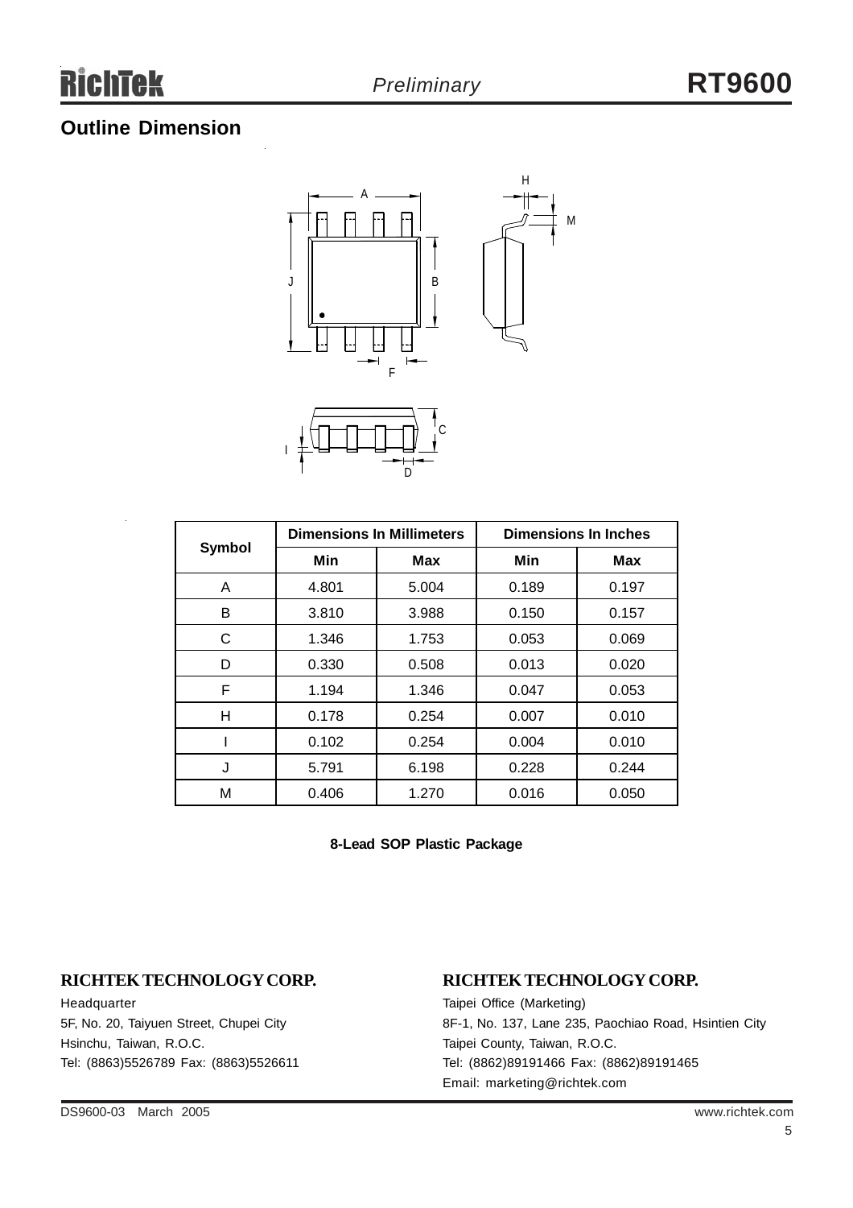## Outline Dimension

A
H
M
J
B
F
C
I
D

| Symbol | Dimensions In Millimeters | | Dimensions In Inches | |
|---|---|---|---|---|
| | Min | Max | Min | Max |
| A | 4.801 | 5.004 | 0.189 | 0.197 |
| B | 3.810 | 3.988 | 0.150 | 0.157 |
| C | 1.346 | 1.753 | 0.053 | 0.069 |
| D | 0.330 | 0.508 | 0.013 | 0.020 |
| F | 1.194 | 1.346 | 0.047 | 0.053 |
| H | 0.178 | 0.254 | 0.007 | 0.010 |
| I | 0.102 | 0.254 | 0.004 | 0.010 |
| J | 5.791 | 6.198 | 0.228 | 0.244 |
| M | 0.406 | 1.270 | 0.016 | 0.050 |

**8-Lead SOP Plastic Package**

**RICHTEK TECHNOLOGY CORP.**

Headquarter
5F, No. 20, Taiyuen Street, Chupei City
Hsinchu, Taiwan, R.O.C.
Tel: (8863)5526789 Fax: (8863)5526611

**RICHTEK TECHNOLOGY CORP.**

Taipei Office (Marketing)
8F-1, No. 137, Lane 235, Paochiao Road, Hsintien City
Taipei County, Taiwan, R.O.C.
Tel: (8862)89191466 Fax: (8862)89191465
Email: marketing@richtek.com